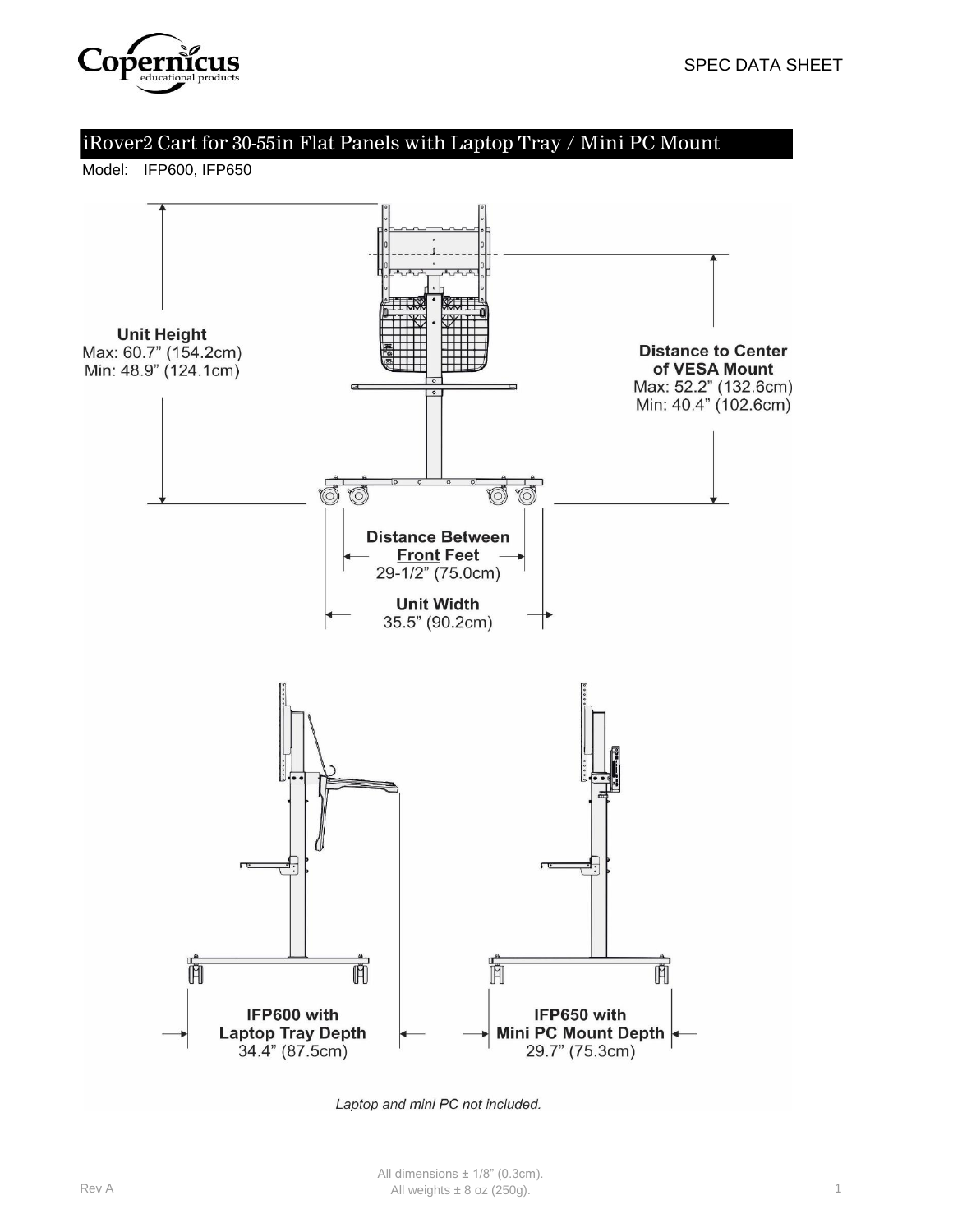# iRover2 Cart for 30-55in Flat Panels with Laptop Tray / Mini PC Mount

Model: IFP600, IFP650

**Unit Height**
Max: 60.7" (154.2cm)
Min: 48.9" (124.1cm)

**Distance to Center of VESA Mount**
Max: 52.2" (132.6cm)
Min: 40.4" (102.6cm)

**Distance Between Front Feet**
29-1/2" (75.0cm)

**Unit Width**
35.5" (90.2cm)

**IFP600 with Laptop Tray Depth**
34.4" (87.5cm)

**IFP650 with Mini PC Mount Depth**
29.7" (75.3cm)

*Laptop and mini PC not included.*

All dimensions ± 1/8" (0.3cm).
All weights ± 8 oz (250g).

Rev A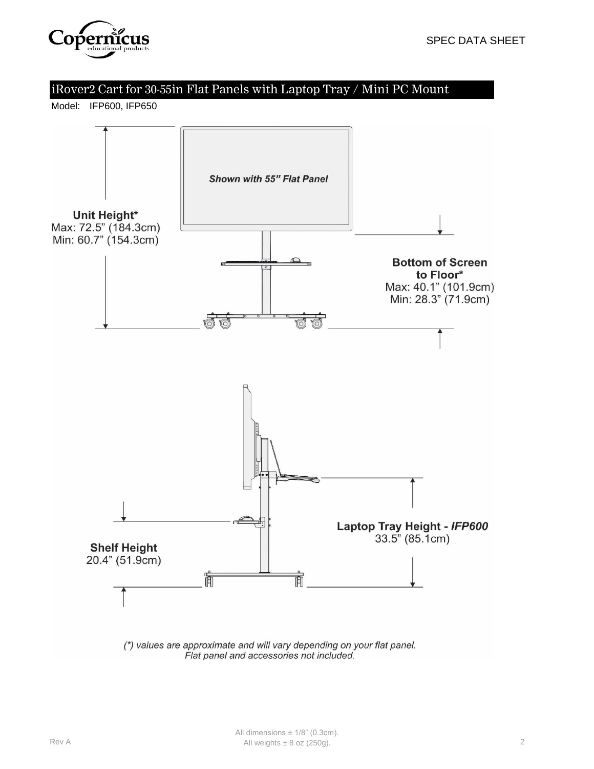SPEC DATA SHEET

# iRover2 Cart for 30-55in Flat Panels with Laptop Tray / Mini PC Mount

Model: IFP600, IFP650

*Shown with 55" Flat Panel*

**Unit Height***
Max: 72.5" (184.3cm)
Min: 60.7" (154.3cm)

**Bottom of Screen to Floor***
Max: 40.1" (101.9cm)
Min: 28.3" (71.9cm)

**Laptop Tray Height - *IFP600***
33.5" (85.1cm)

**Shelf Height**
20.4" (51.9cm)

*(*) values are approximate and will vary depending on your flat panel.*
*Flat panel and accessories not included.*

Rev A

All dimensions ± 1/8" (0.3cm).
All weights ± 8 oz (250g).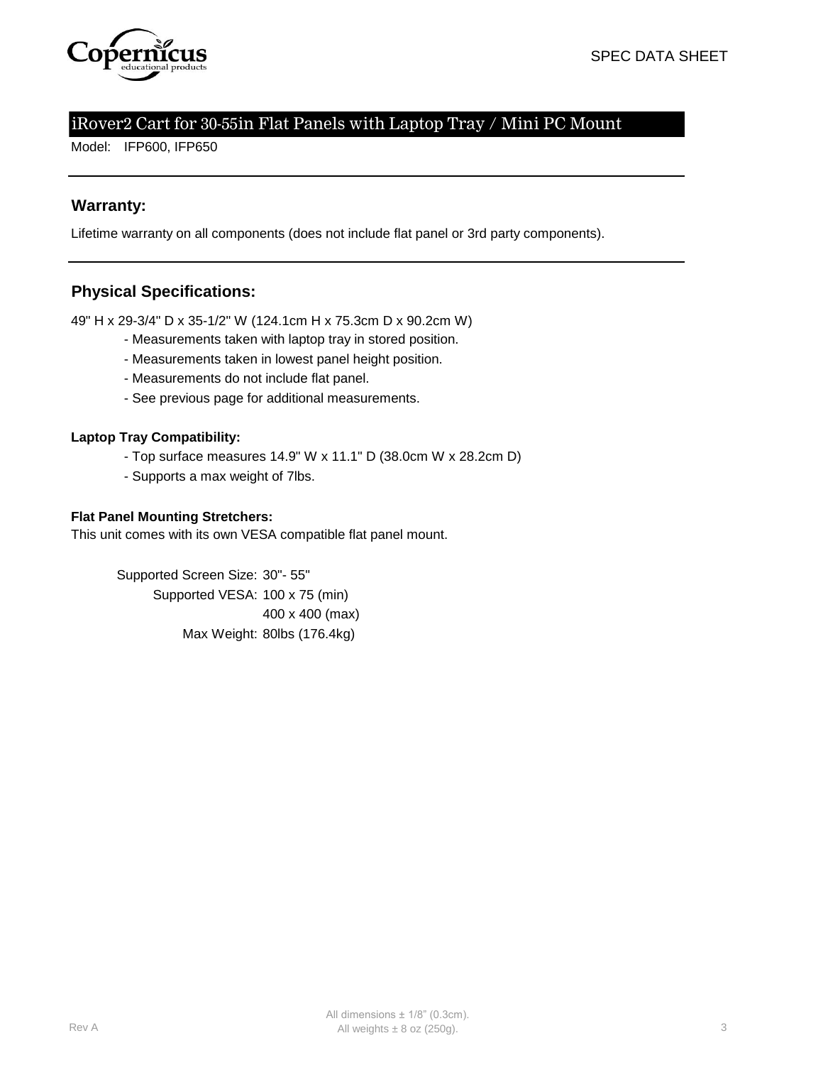SPEC DATA SHEET

# iRover2 Cart for 30-55in Flat Panels with Laptop Tray / Mini PC Mount

Model: IFP600, IFP650

## Warranty:

Lifetime warranty on all components (does not include flat panel or 3rd party components).

## Physical Specifications:

49" H x 29-3/4" D x 35-1/2" W (124.1cm H x 75.3cm D x 90.2cm W)

- Measurements taken with laptop tray in stored position.
- Measurements taken in lowest panel height position.
- Measurements do not include flat panel.
- See previous page for additional measurements.

### Laptop Tray Compatibility:

- Top surface measures 14.9" W x 11.1" D (38.0cm W x 28.2cm D)
- Supports a max weight of 7lbs.

### Flat Panel Mounting Stretchers:

This unit comes with its own VESA compatible flat panel mount.

Supported Screen Size: 30"- 55"
Supported VESA: 100 x 75 (min)
400 x 400 (max)
Max Weight: 80lbs (176.4kg)

Rev A

All dimensions ± 1/8" (0.3cm).
All weights ± 8 oz (250g).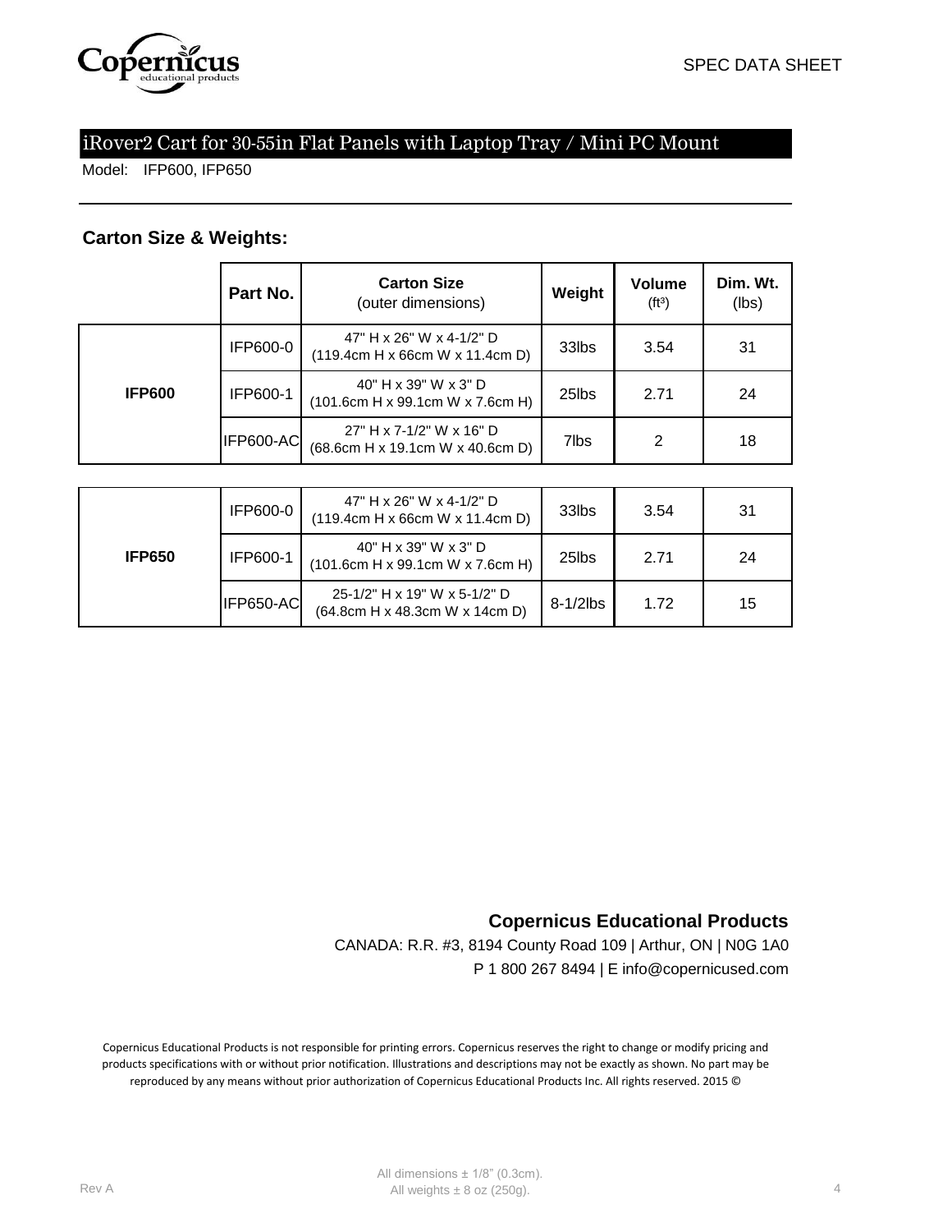SPEC DATA SHEET

## iRover2 Cart for 30-55in Flat Panels with Laptop Tray / Mini PC Mount

Model: IFP600, IFP650

### Carton Size & Weights:

| | Part No. | Carton Size (outer dimensions) | Weight | Volume ($ft^3$) | Dim. Wt. (lbs) |
|---|---|---|---|---|---|
| **IFP600** | IFP600-0 | 47" H x 26" W x 4-1/2" D (119.4cm H x 66cm W x 11.4cm D) | 33lbs | 3.54 | 31 |
| | IFP600-1 | 40" H x 39" W x 3" D (101.6cm H x 99.1cm W x 7.6cm H) | 25lbs | 2.71 | 24 |
| | IFP600-AC | 27" H x 7-1/2" W x 16" D (68.6cm H x 19.1cm W x 40.6cm D) | 7lbs | 2 | 18 |

| | Part No. | Carton Size (outer dimensions) | Weight | Volume ($ft^3$) | Dim. Wt. (lbs) |
|---|---|---|---|---|---|
| **IFP650** | IFP600-0 | 47" H x 26" W x 4-1/2" D (119.4cm H x 66cm W x 11.4cm D) | 33lbs | 3.54 | 31 |
| | IFP600-1 | 40" H x 39" W x 3" D (101.6cm H x 99.1cm W x 7.6cm H) | 25lbs | 2.71 | 24 |
| | IFP650-AC | 25-1/2" H x 19" W x 5-1/2" D (64.8cm H x 48.3cm W x 14cm D) | 8-1/2lbs | 1.72 | 15 |

**Copernicus Educational Products**

CANADA: R.R. #3, 8194 County Road 109 | Arthur, ON | N0G 1A0

P 1 800 267 8494 | E info@copernicused.com

Copernicus Educational Products is not responsible for printing errors. Copernicus reserves the right to change or modify pricing and products specifications with or without prior notification. Illustrations and descriptions may not be exactly as shown. No part may be reproduced by any means without prior authorization of Copernicus Educational Products Inc. All rights reserved. 2015 ©

Rev A

All dimensions ± 1/8" (0.3cm).
All weights ± 8 oz (250g).